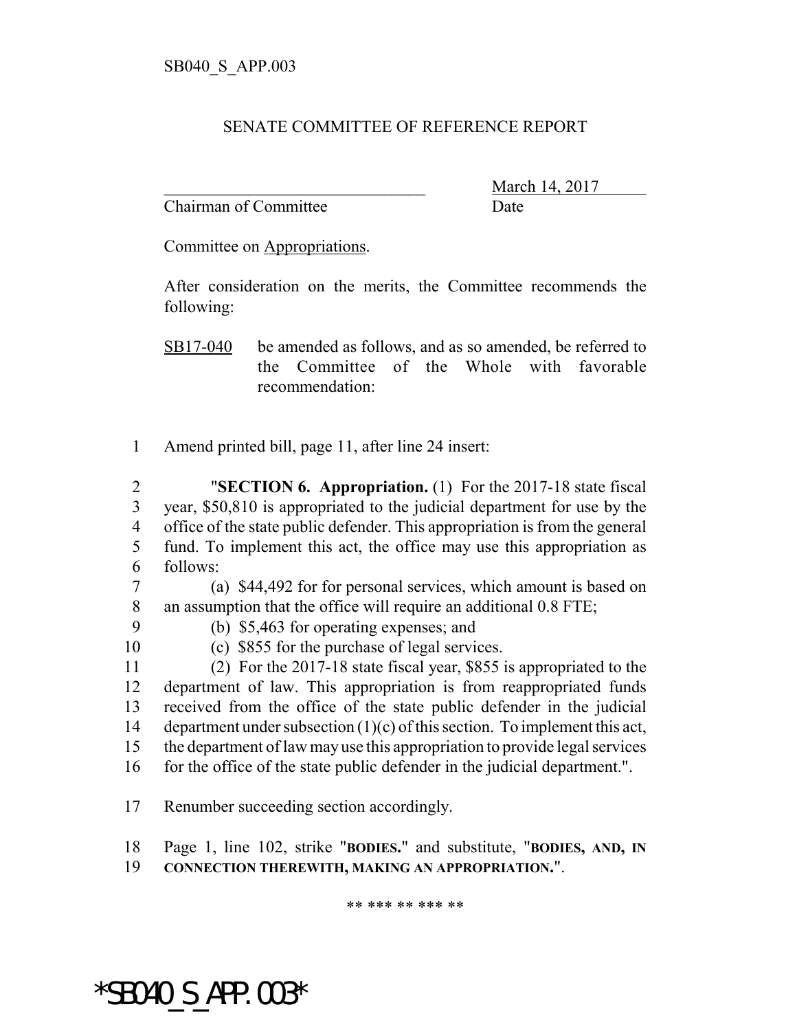SB040_S_APP.003

SENATE COMMITTEE OF REFERENCE REPORT

________________________________ March 14, 2017
Chairman of Committee Date

Committee on Appropriations.

After consideration on the merits, the Committee recommends the following:

SB17-040 be amended as follows, and as so amended, be referred to the Committee of the Whole with favorable recommendation:

1 Amend printed bill, page 11, after line 24 insert:

2 "**SECTION 6. Appropriation.** (1) For the 2017-18 state fiscal
3 year, $50,810 is appropriated to the judicial department for use by the
4 office of the state public defender. This appropriation is from the general
5 fund. To implement this act, the office may use this appropriation as
6 follows:
7 (a) $44,492 for for personal services, which amount is based on
8 an assumption that the office will require an additional 0.8 FTE;
9 (b) $5,463 for operating expenses; and
10 (c) $855 for the purchase of legal services.
11 (2) For the 2017-18 state fiscal year, $855 is appropriated to the
12 department of law. This appropriation is from reappropriated funds
13 received from the office of the state public defender in the judicial
14 department under subsection (1)(c) of this section. To implement this act,
15 the department of law may use this appropriation to provide legal services
16 for the office of the state public defender in the judicial department.".

17 Renumber succeeding section accordingly.

18 Page 1, line 102, strike "**BODIES.**" and substitute, "**BODIES, AND, IN**
19 **CONNECTION THEREWITH, MAKING AN APPROPRIATION.**".

** *** ** *** **

*SB040_S_APP.003*